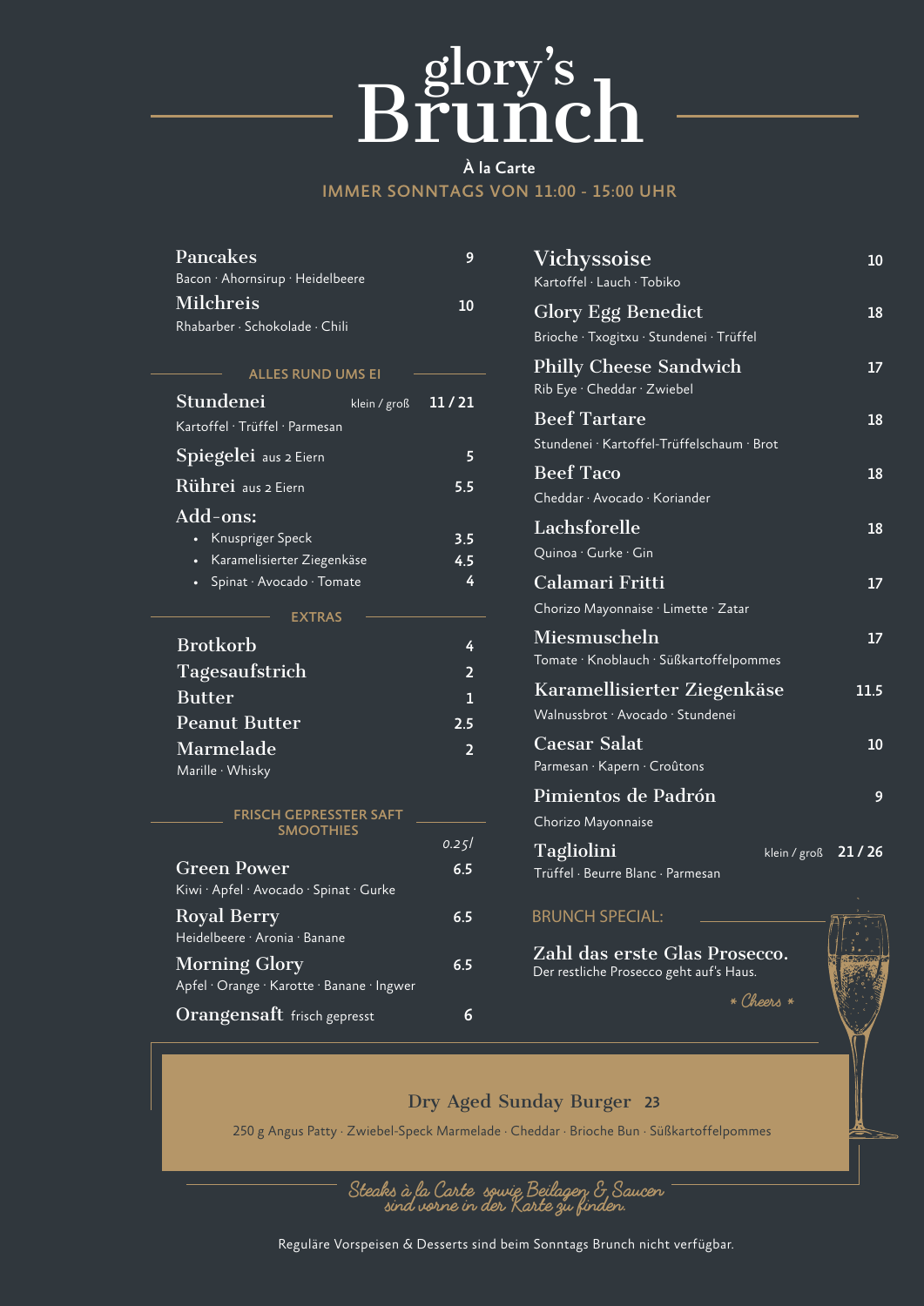# glory's Brunch

**À la Carte**

IMMER SONNTAGS VON 11:00 - 15:00 UHR

**Pancakes** 9
Bacon · Ahornsirup · Heidelbeere

**Milchreis** 10
Rhabarber · Schokolade · Chili

## ALLES RUND UMS EI

**Stundenei** klein / groß 11 / 21
Kartoffel · Trüffel · Parmesan

**Spiegelei** aus 2 Eiern 5

**Rührei** aus 2 Eiern 5.5

**Add-ons:**

- Knuspriger Speck 3.5
- Karamelisierter Ziegenkäse 4.5
- Spinat · Avocado · Tomate 4

## EXTRAS

**Brotkorb** 4

**Tagesaufstrich** 2

**Butter** 1

**Peanut Butter** 2.5

**Marmelade** 2
Marille · Whisky

## FRISCH GEPRESSTER SAFT SMOOTHIES

0.25l

**Green Power** 6.5
Kiwi · Apfel · Avocado · Spinat · Gurke

**Royal Berry** 6.5
Heidelbeere · Aronia · Banane

**Morning Glory** 6.5
Apfel · Orange · Karotte · Banane · Ingwer

**Orangensaft** frisch gepresst 6

**Vichyssoise** 10
Kartoffel · Lauch · Tobiko

**Glory Egg Benedict** 18
Brioche · Txogitxu · Stundenei · Trüffel

**Philly Cheese Sandwich** 17
Rib Eye · Cheddar · Zwiebel

**Beef Tartare** 18
Stundenei · Kartoffel-Trüffelschaum · Brot

**Beef Taco** 18
Cheddar · Avocado · Koriander

**Lachsforelle** 18
Quinoa · Gurke · Gin

**Calamari Fritti** 17
Chorizo Mayonnaise · Limette · Zatar

**Miesmuscheln** 17
Tomate · Knoblauch · Süßkartoffelpommes

**Karamellisierter Ziegenkäse** 11.5
Walnussbrot · Avocado · Stundenei

**Caesar Salat** 10
Parmesan · Kapern · Croûtons

**Pimientos de Padrón** 9
Chorizo Mayonnaise

**Tagliolini** klein / groß 21 / 26
Trüffel · Beurre Blanc · Parmesan

## BRUNCH SPECIAL:

**Zahl das erste Glas Prosecco.**
Der restliche Prosecco geht auf's Haus.

*\* Cheers \**

**Dry Aged Sunday Burger** 23
250 g Angus Patty · Zwiebel-Speck Marmelade · Cheddar · Brioche Bun · Süßkartoffelpommes

*Steaks à la Carte sowie Beilagen & Saucen sind vorne in der Karte zu finden.*

Reguläre Vorspeisen & Desserts sind beim Sonntags Brunch nicht verfügbar.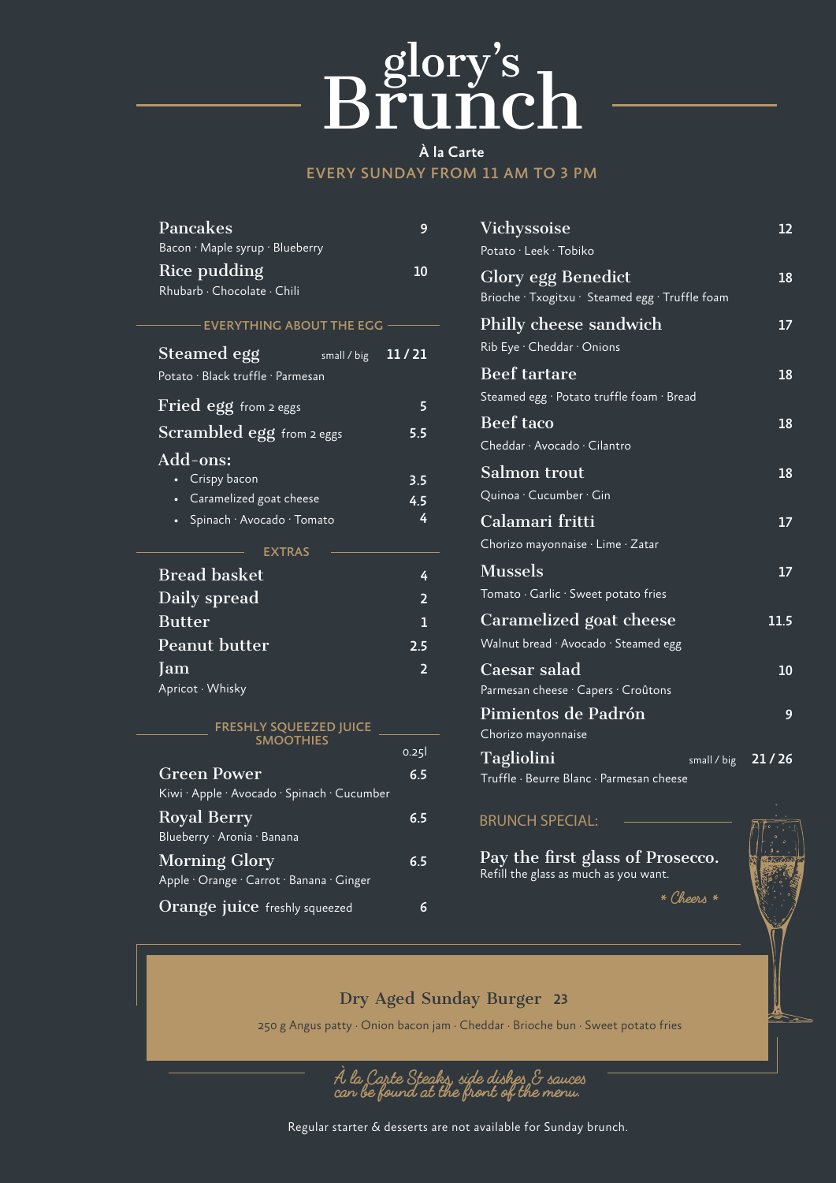# glory's Brunch

**À la Carte**

EVERY SUNDAY FROM 11 AM TO 3 PM

**Pancakes** — 9
Bacon · Maple syrup · Blueberry

**Rice pudding** — 10
Rhubarb · Chocolate · Chili

## EVERYTHING ABOUT THE EGG

**Steamed egg** small / big — 11 / 21
Potato · Black truffle · Parmesan

**Fried egg** from 2 eggs — 5

**Scrambled egg** from 2 eggs — 5.5

**Add-ons:**

- Crispy bacon — 3.5
- Caramelized goat cheese — 4.5
- Spinach · Avocado · Tomato — 4

## EXTRAS

**Bread basket** — 4

**Daily spread** — 2

**Butter** — 1

**Peanut butter** — 2.5

**Jam** — 2
Apricot · Whisky

## FRESHLY SQUEEZED JUICE SMOOTHIES

0.25l

**Green Power** — 6.5
Kiwi · Apple · Avocado · Spinach · Cucumber

**Royal Berry** — 6.5
Blueberry · Aronia · Banana

**Morning Glory** — 6.5
Apple · Orange · Carrot · Banana · Ginger

**Orange juice** freshly squeezed — 6

**Vichyssoise** — 12
Potato · Leek · Tobiko

**Glory egg Benedict** — 18
Brioche · Txogitxu · Steamed egg · Truffle foam

**Philly cheese sandwich** — 17
Rib Eye · Cheddar · Onions

**Beef tartare** — 18
Steamed egg · Potato truffle foam · Bread

**Beef taco** — 18
Cheddar · Avocado · Cilantro

**Salmon trout** — 18
Quinoa · Cucumber · Gin

**Calamari fritti** — 17
Chorizo mayonnaise · Lime · Zatar

**Mussels** — 17
Tomato · Garlic · Sweet potato fries

**Caramelized goat cheese** — 11.5
Walnut bread · Avocado · Steamed egg

**Caesar salad** — 10
Parmesan cheese · Capers · Croûtons

**Pimientos de Padrón** — 9
Chorizo mayonnaise

**Tagliolini** small / big — 21 / 26
Truffle · Beurre Blanc · Parmesan cheese

## BRUNCH SPECIAL:

**Pay the first glass of Prosecco.**
Refill the glass as much as you want.

* Cheers *

**Dry Aged Sunday Burger** 23
250 g Angus patty · Onion bacon jam · Cheddar · Brioche bun · Sweet potato fries

*À la Carte Steaks, side dishes & sauces can be found at the front of the menu.*

Regular starter & desserts are not available for Sunday brunch.